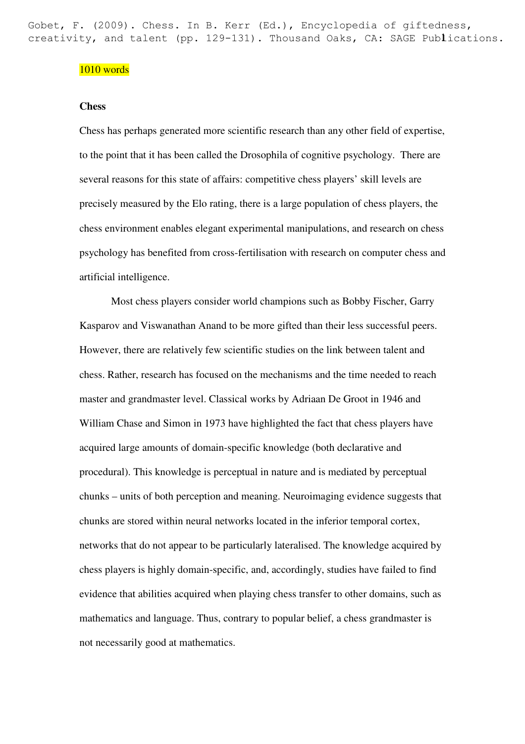Gobet, F. (2009). Chess. In B. Kerr (Ed.), Encyclopedia of giftedness, creativity, and talent (pp. 129-131). Thousand Oaks, CA: SAGE Publications.

1010 words

**Chess**

Chess has perhaps generated more scientific research than any other field of expertise, to the point that it has been called the Drosophila of cognitive psychology. There are several reasons for this state of affairs: competitive chess players' skill levels are precisely measured by the Elo rating, there is a large population of chess players, the chess environment enables elegant experimental manipulations, and research on chess psychology has benefited from cross-fertilisation with research on computer chess and artificial intelligence.

Most chess players consider world champions such as Bobby Fischer, Garry Kasparov and Viswanathan Anand to be more gifted than their less successful peers. However, there are relatively few scientific studies on the link between talent and chess. Rather, research has focused on the mechanisms and the time needed to reach master and grandmaster level. Classical works by Adriaan De Groot in 1946 and William Chase and Simon in 1973 have highlighted the fact that chess players have acquired large amounts of domain-specific knowledge (both declarative and procedural). This knowledge is perceptual in nature and is mediated by perceptual chunks – units of both perception and meaning. Neuroimaging evidence suggests that chunks are stored within neural networks located in the inferior temporal cortex, networks that do not appear to be particularly lateralised. The knowledge acquired by chess players is highly domain-specific, and, accordingly, studies have failed to find evidence that abilities acquired when playing chess transfer to other domains, such as mathematics and language. Thus, contrary to popular belief, a chess grandmaster is not necessarily good at mathematics.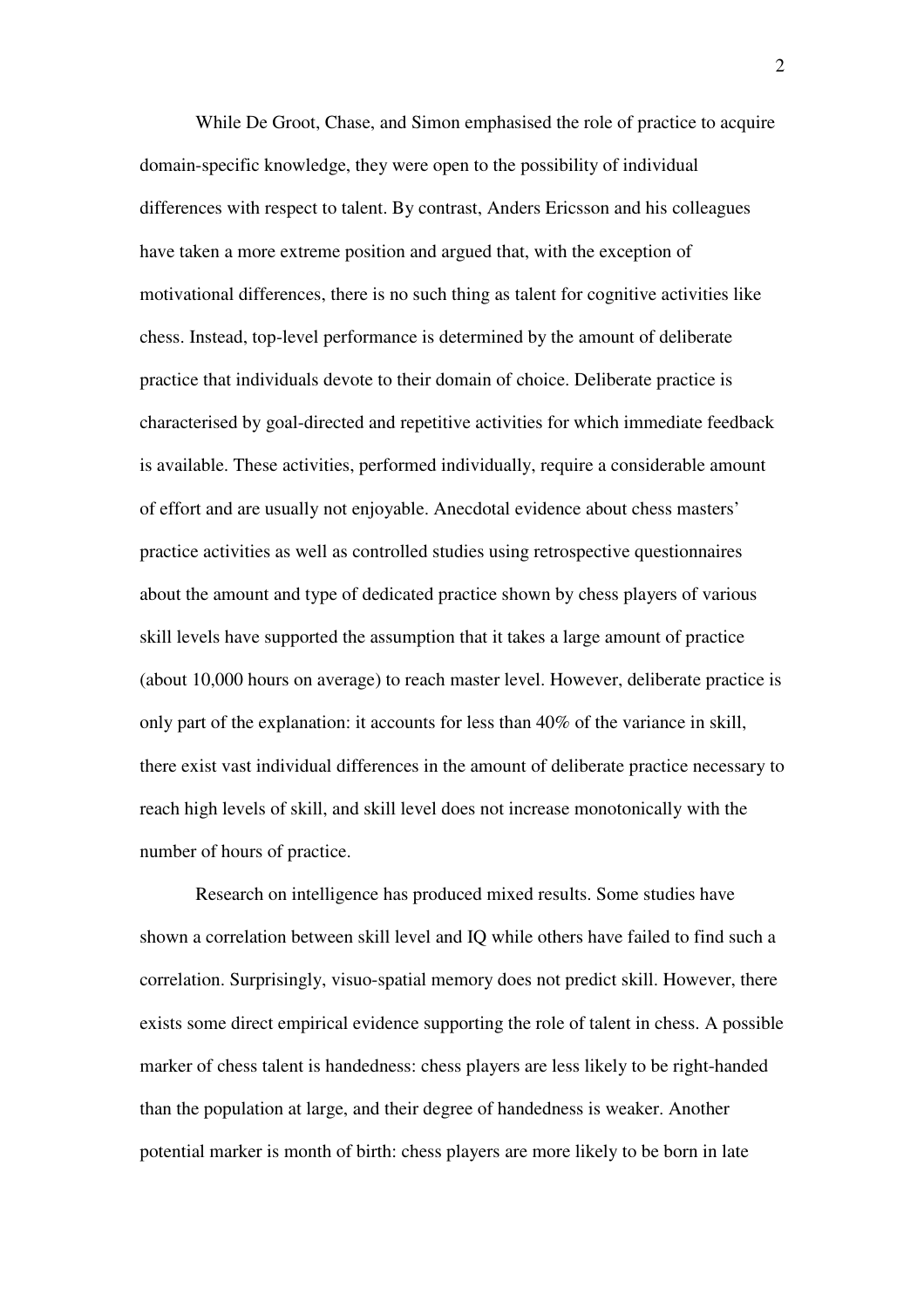While De Groot, Chase, and Simon emphasised the role of practice to acquire domain-specific knowledge, they were open to the possibility of individual differences with respect to talent. By contrast, Anders Ericsson and his colleagues have taken a more extreme position and argued that, with the exception of motivational differences, there is no such thing as talent for cognitive activities like chess. Instead, top-level performance is determined by the amount of deliberate practice that individuals devote to their domain of choice. Deliberate practice is characterised by goal-directed and repetitive activities for which immediate feedback is available. These activities, performed individually, require a considerable amount of effort and are usually not enjoyable. Anecdotal evidence about chess masters' practice activities as well as controlled studies using retrospective questionnaires about the amount and type of dedicated practice shown by chess players of various skill levels have supported the assumption that it takes a large amount of practice (about 10,000 hours on average) to reach master level. However, deliberate practice is only part of the explanation: it accounts for less than 40% of the variance in skill, there exist vast individual differences in the amount of deliberate practice necessary to reach high levels of skill, and skill level does not increase monotonically with the number of hours of practice.

Research on intelligence has produced mixed results. Some studies have shown a correlation between skill level and IQ while others have failed to find such a correlation. Surprisingly, visuo-spatial memory does not predict skill. However, there exists some direct empirical evidence supporting the role of talent in chess. A possible marker of chess talent is handedness: chess players are less likely to be right-handed than the population at large, and their degree of handedness is weaker. Another potential marker is month of birth: chess players are more likely to be born in late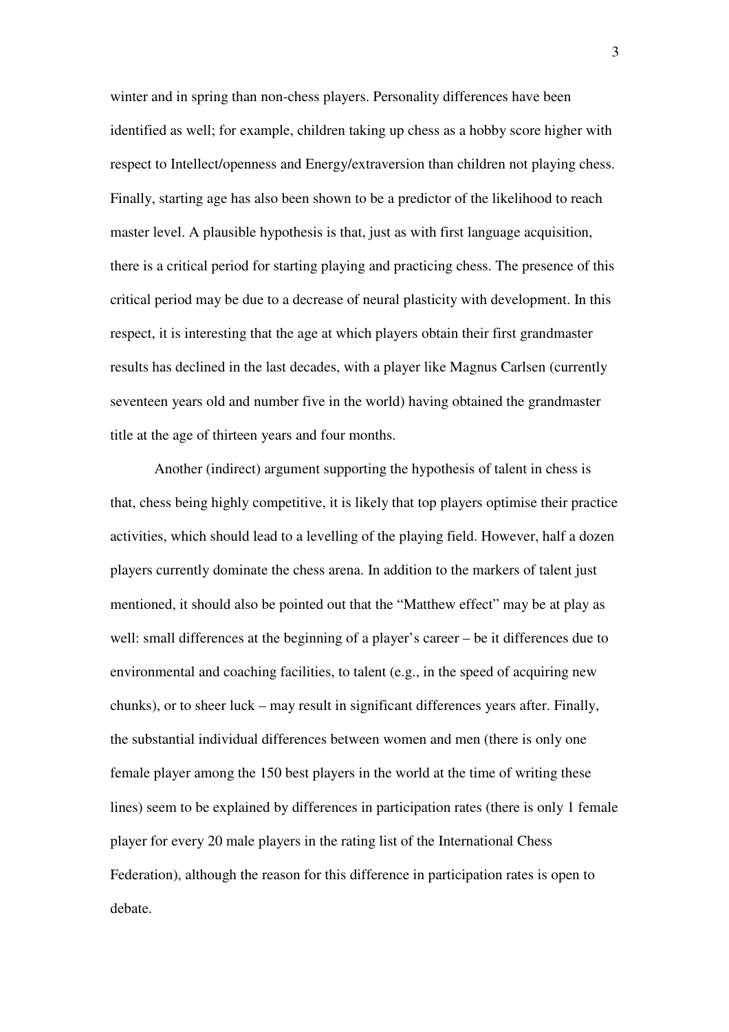winter and in spring than non-chess players. Personality differences have been identified as well; for example, children taking up chess as a hobby score higher with respect to Intellect/openness and Energy/extraversion than children not playing chess. Finally, starting age has also been shown to be a predictor of the likelihood to reach master level. A plausible hypothesis is that, just as with first language acquisition, there is a critical period for starting playing and practicing chess. The presence of this critical period may be due to a decrease of neural plasticity with development. In this respect, it is interesting that the age at which players obtain their first grandmaster results has declined in the last decades, with a player like Magnus Carlsen (currently seventeen years old and number five in the world) having obtained the grandmaster title at the age of thirteen years and four months.

Another (indirect) argument supporting the hypothesis of talent in chess is that, chess being highly competitive, it is likely that top players optimise their practice activities, which should lead to a levelling of the playing field. However, half a dozen players currently dominate the chess arena. In addition to the markers of talent just mentioned, it should also be pointed out that the "Matthew effect" may be at play as well: small differences at the beginning of a player's career – be it differences due to environmental and coaching facilities, to talent (e.g., in the speed of acquiring new chunks), or to sheer luck – may result in significant differences years after. Finally, the substantial individual differences between women and men (there is only one female player among the 150 best players in the world at the time of writing these lines) seem to be explained by differences in participation rates (there is only 1 female player for every 20 male players in the rating list of the International Chess Federation), although the reason for this difference in participation rates is open to debate.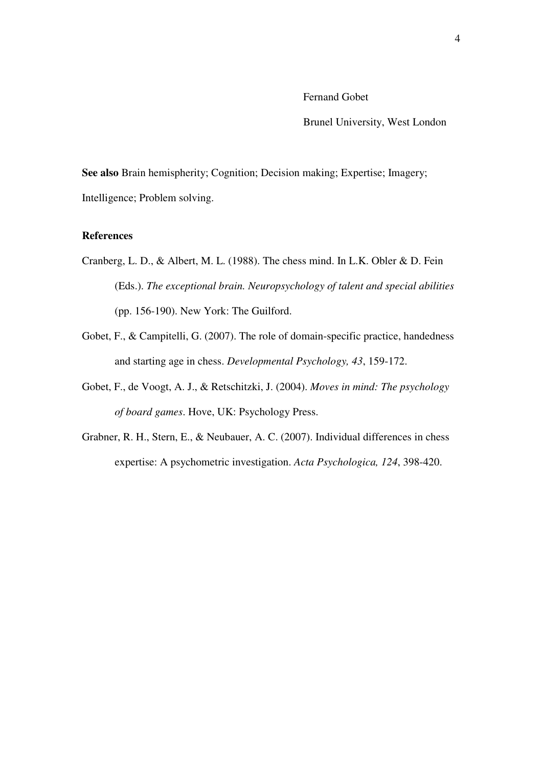Fernand Gobet

Brunel University, West London

**See also** Brain hemispherity; Cognition; Decision making; Expertise; Imagery; Intelligence; Problem solving.

## References

Cranberg, L. D., & Albert, M. L. (1988). The chess mind. In L.K. Obler & D. Fein (Eds.). *The exceptional brain. Neuropsychology of talent and special abilities* (pp. 156-190). New York: The Guilford.

Gobet, F., & Campitelli, G. (2007). The role of domain-specific practice, handedness and starting age in chess. *Developmental Psychology, 43*, 159-172.

Gobet, F., de Voogt, A. J., & Retschitzki, J. (2004). *Moves in mind: The psychology of board games*. Hove, UK: Psychology Press.

Grabner, R. H., Stern, E., & Neubauer, A. C. (2007). Individual differences in chess expertise: A psychometric investigation. *Acta Psychologica, 124*, 398-420.